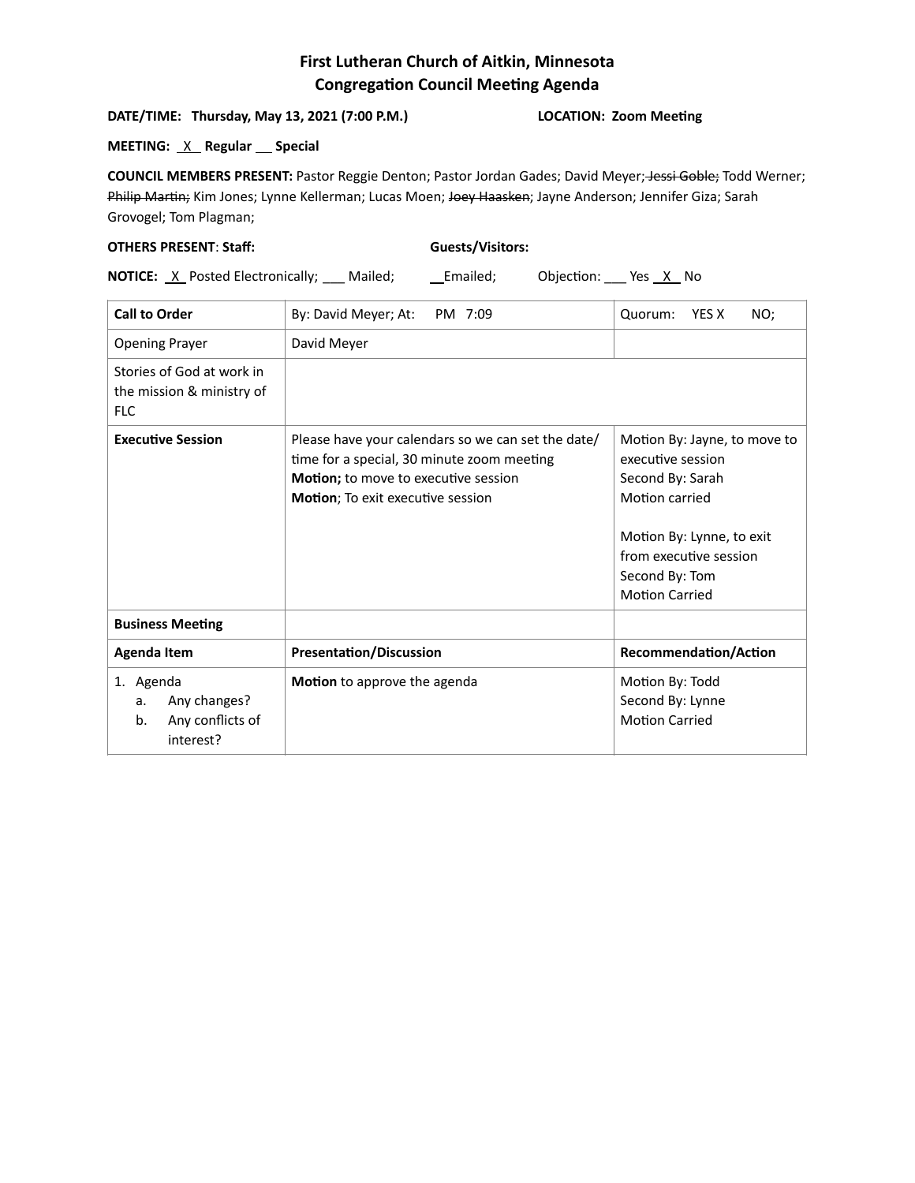# First Lutheran Church of Aitkin, Minnesota
## Congregation Council Meeting Agenda

**DATE/TIME: Thursday, May 13, 2021 (7:00 P.M.)** **LOCATION: Zoom Meeting**

**MEETING:** X **Regular** ___ **Special**

**COUNCIL MEMBERS PRESENT:** Pastor Reggie Denton; Pastor Jordan Gades; David Meyer; ~~Jessi Goble;~~ Todd Werner; ~~Philip Martin;~~ Kim Jones; Lynne Kellerman; Lucas Moen; ~~Joey Haasken~~; Jayne Anderson; Jennifer Giza; Sarah Grovogel; Tom Plagman;

**OTHERS PRESENT**: **Staff:** **Guests/Visitors:**

**NOTICE:** X Posted Electronically; ___ Mailed; ___Emailed; Objection: ___ Yes X No

| **Call to Order** | By: David Meyer; At: PM 7:09 | Quorum: YES X NO; |
|---|---|---|
| Opening Prayer | David Meyer | |
| Stories of God at work in the mission & ministry of FLC | | |
| **Executive Session** | Please have your calendars so we can set the date/ time for a special, 30 minute zoom meeting<br>**Motion;** to move to executive session<br>**Motion**; To exit executive session | Motion By: Jayne, to move to executive session<br>Second By: Sarah<br>Motion carried<br><br>Motion By: Lynne, to exit from executive session<br>Second By: Tom<br>Motion Carried |
| **Business Meeting** | | |
| **Agenda Item** | **Presentation/Discussion** | **Recommendation/Action** |
| 1. Agenda<br>a. Any changes?<br>b. Any conflicts of interest? | **Motion** to approve the agenda | Motion By: Todd<br>Second By: Lynne<br>Motion Carried |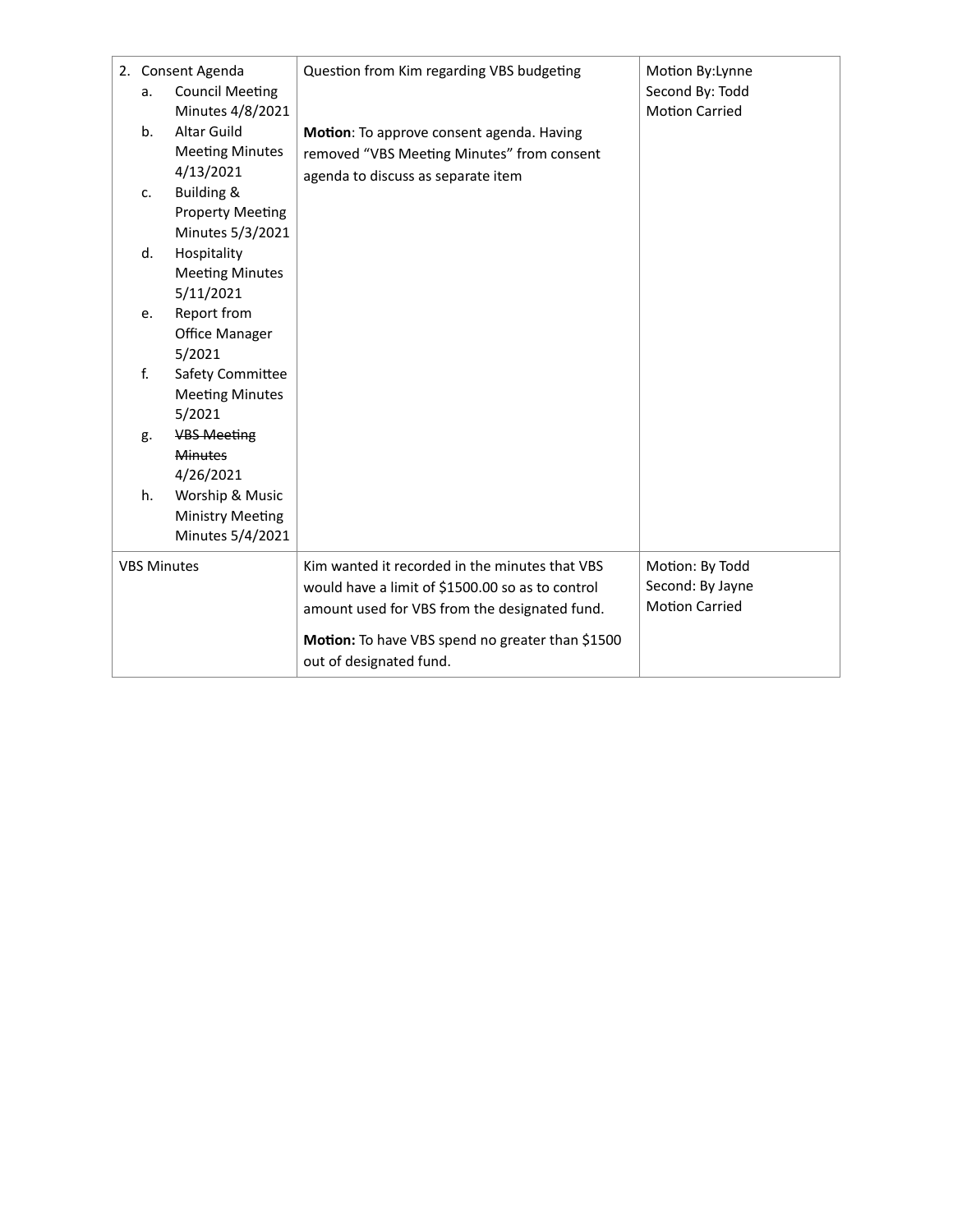| | | |
|---|---|---|
| 2. Consent Agenda<br>a. Council Meeting Minutes 4/8/2021<br>b. Altar Guild Meeting Minutes 4/13/2021<br>c. Building & Property Meeting Minutes 5/3/2021<br>d. Hospitality Meeting Minutes 5/11/2021<br>e. Report from Office Manager 5/2021<br>f. Safety Committee Meeting Minutes 5/2021<br>g. ~~VBS Meeting Minutes~~ 4/26/2021<br>h. Worship & Music Ministry Meeting Minutes 5/4/2021 | Question from Kim regarding VBS budgeting<br><br>**Motion**: To approve consent agenda. Having removed “VBS Meeting Minutes” from consent agenda to discuss as separate item | Motion By:Lynne<br>Second By: Todd<br>Motion Carried |
| VBS Minutes | Kim wanted it recorded in the minutes that VBS would have a limit of $1500.00 so as to control amount used for VBS from the designated fund.<br><br>**Motion:** To have VBS spend no greater than $1500 out of designated fund. | Motion: By Todd<br>Second: By Jayne<br>Motion Carried |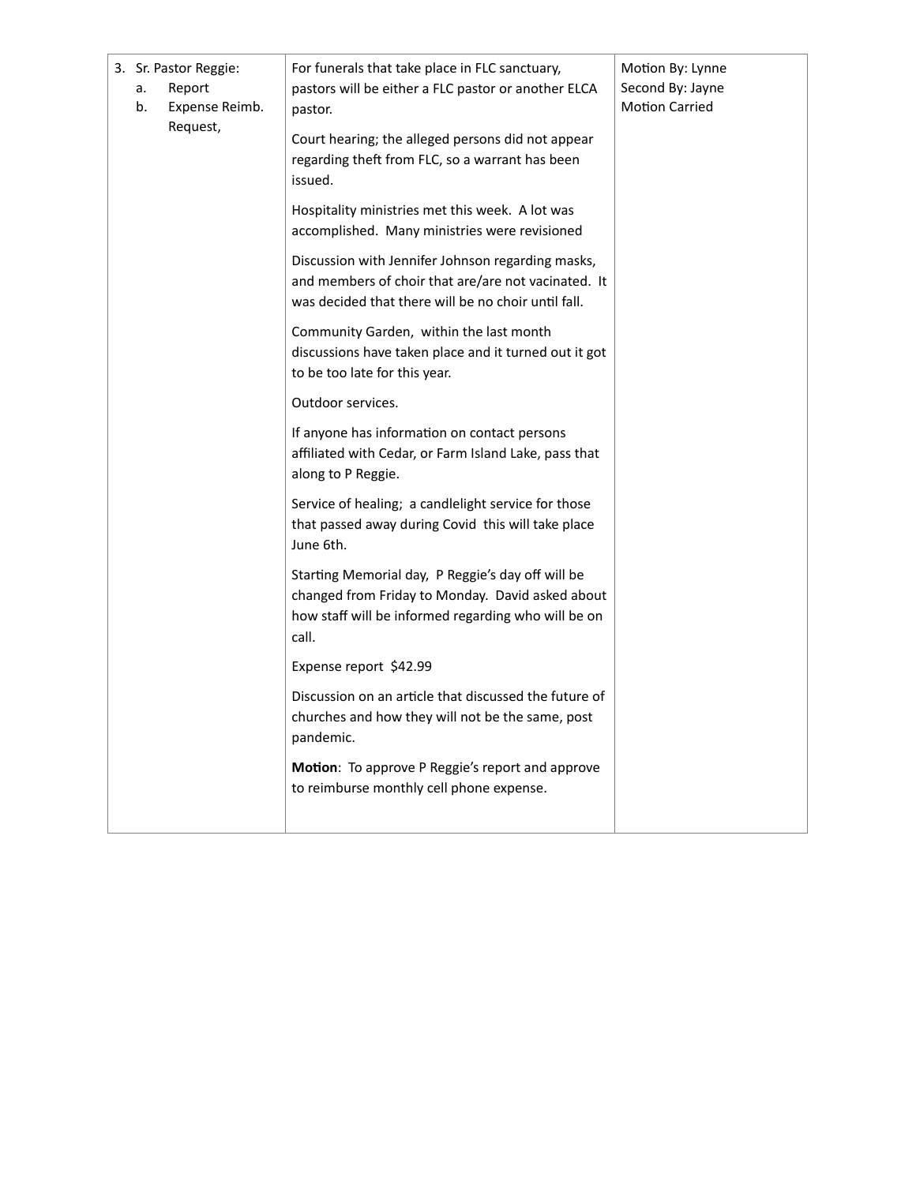| 3. Sr. Pastor Reggie:<br>a. Report<br>b. Expense Reimb. Request, | For funerals that take place in FLC sanctuary, pastors will be either a FLC pastor or another ELCA pastor.<br><br>Court hearing; the alleged persons did not appear regarding theft from FLC, so a warrant has been issued.<br><br>Hospitality ministries met this week. A lot was accomplished. Many ministries were revisioned<br><br>Discussion with Jennifer Johnson regarding masks, and members of choir that are/are not vacinated. It was decided that there will be no choir until fall.<br><br>Community Garden, within the last month discussions have taken place and it turned out it got to be too late for this year.<br><br>Outdoor services.<br><br>If anyone has information on contact persons affiliated with Cedar, or Farm Island Lake, pass that along to P Reggie.<br><br>Service of healing; a candlelight service for those that passed away during Covid this will take place June 6th.<br><br>Starting Memorial day, P Reggie's day off will be changed from Friday to Monday. David asked about how staff will be informed regarding who will be on call.<br><br>Expense report $42.99<br><br>Discussion on an article that discussed the future of churches and how they will not be the same, post pandemic.<br><br>**Motion**: To approve P Reggie's report and approve to reimburse monthly cell phone expense. | Motion By: Lynne<br>Second By: Jayne<br>Motion Carried |
|---|---|---|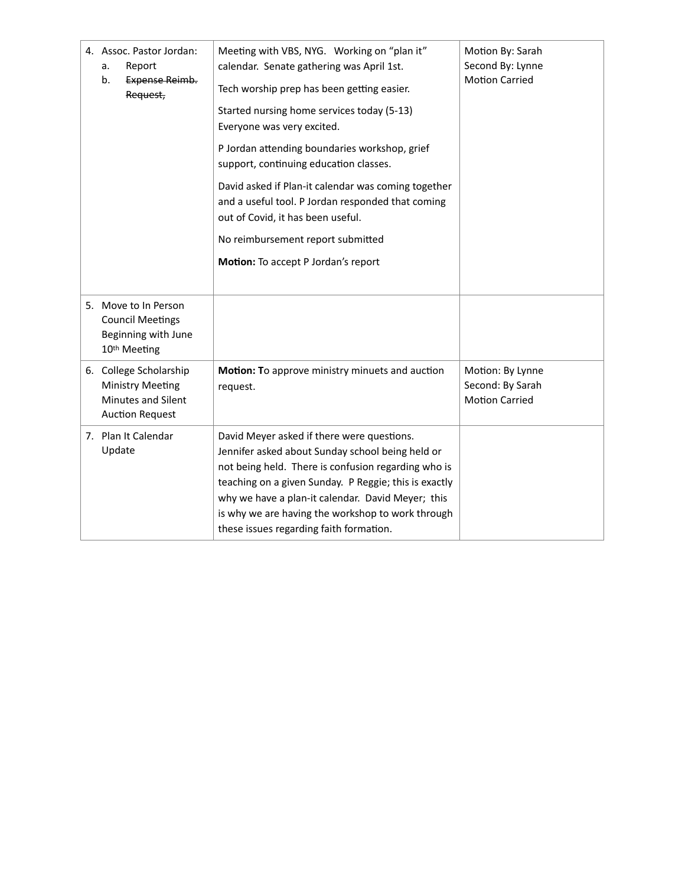| | | |
|---|---|---|
| 4. Assoc. Pastor Jordan:<br>a. Report<br>b. ~~Expense Reimb. Request,~~ | Meeting with VBS, NYG. Working on "plan it" calendar. Senate gathering was April 1st.<br><br>Tech worship prep has been getting easier.<br><br>Started nursing home services today (5-13) Everyone was very excited.<br><br>P Jordan attending boundaries workshop, grief support, continuing education classes.<br><br>David asked if Plan-it calendar was coming together and a useful tool. P Jordan responded that coming out of Covid, it has been useful.<br><br>No reimbursement report submitted<br><br>**Motion:** To accept P Jordan's report | Motion By: Sarah<br>Second By: Lynne<br>Motion Carried |
| 5. Move to In Person Council Meetings Beginning with June 10th Meeting | | |
| 6. College Scholarship Ministry Meeting Minutes and Silent Auction Request | **Motion: T**o approve ministry minuets and auction request. | Motion: By Lynne<br>Second: By Sarah<br>Motion Carried |
| 7. Plan It Calendar Update | David Meyer asked if there were questions. Jennifer asked about Sunday school being held or not being held. There is confusion regarding who is teaching on a given Sunday. P Reggie; this is exactly why we have a plan-it calendar. David Meyer; this is why we are having the workshop to work through these issues regarding faith formation. | |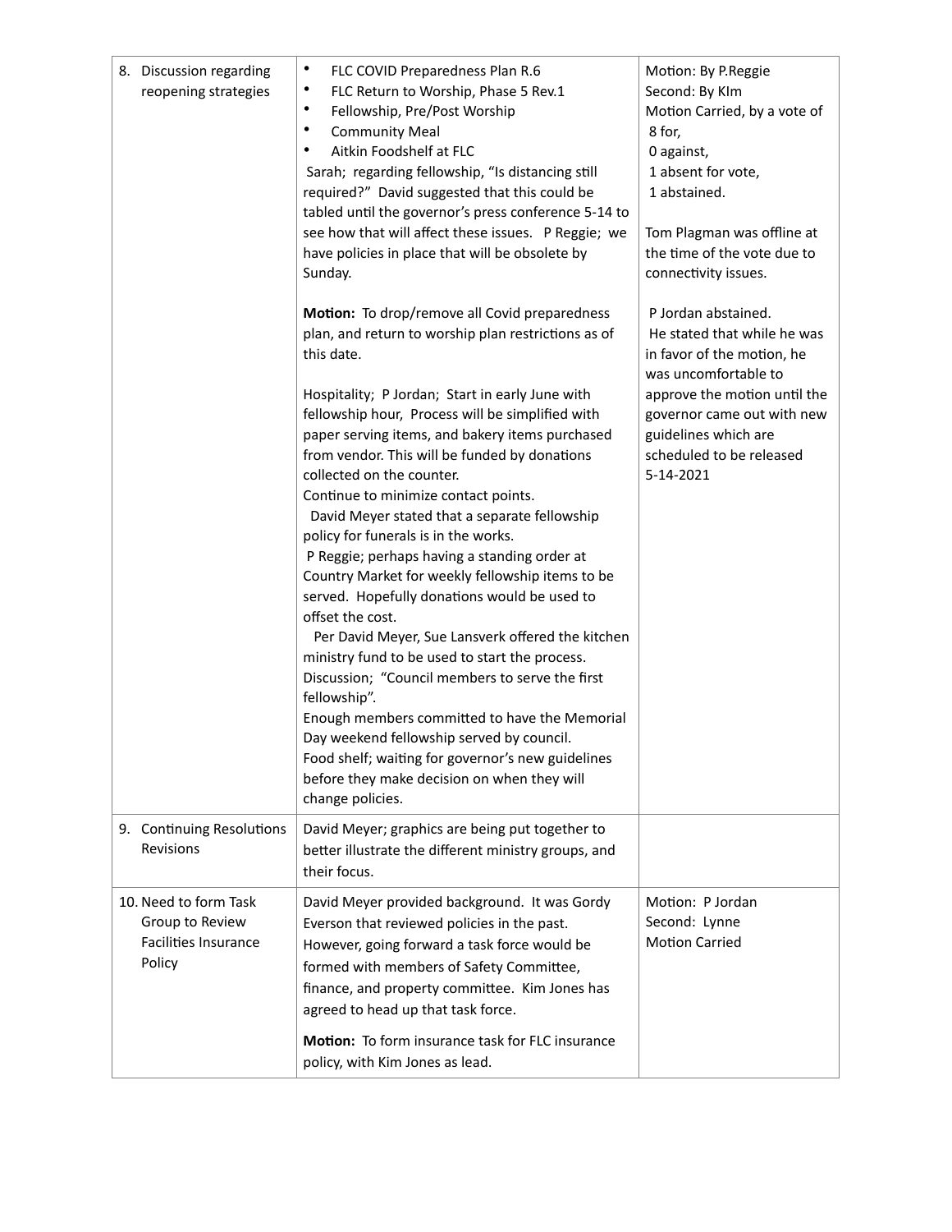| | | |
|---|---|---|
| 8. Discussion regarding reopening strategies | • FLC COVID Preparedness Plan R.6<br>• FLC Return to Worship, Phase 5 Rev.1<br>• Fellowship, Pre/Post Worship<br>• Community Meal<br>• Aitkin Foodshelf at FLC<br>Sarah; regarding fellowship, "Is distancing still required?" David suggested that this could be tabled until the governor's press conference 5-14 to see how that will affect these issues. P Reggie; we have policies in place that will be obsolete by Sunday.<br><br>**Motion:** To drop/remove all Covid preparedness plan, and return to worship plan restrictions as of this date.<br><br>Hospitality; P Jordan; Start in early June with fellowship hour, Process will be simplified with paper serving items, and bakery items purchased from vendor. This will be funded by donations collected on the counter.<br>Continue to minimize contact points.<br>David Meyer stated that a separate fellowship policy for funerals is in the works.<br>P Reggie; perhaps having a standing order at Country Market for weekly fellowship items to be served. Hopefully donations would be used to offset the cost.<br>Per David Meyer, Sue Lansverk offered the kitchen ministry fund to be used to start the process.<br>Discussion; "Council members to serve the first fellowship".<br>Enough members committed to have the Memorial Day weekend fellowship served by council.<br>Food shelf; waiting for governor's new guidelines before they make decision on when they will change policies. | Motion: By P.Reggie<br>Second: By KIm<br>Motion Carried, by a vote of<br>8 for,<br>0 against,<br>1 absent for vote,<br>1 abstained.<br><br>Tom Plagman was offline at the time of the vote due to connectivity issues.<br><br>P Jordan abstained.<br>He stated that while he was in favor of the motion, he was uncomfortable to approve the motion until the governor came out with new guidelines which are scheduled to be released 5-14-2021 |
| 9. Continuing Resolutions Revisions | David Meyer; graphics are being put together to better illustrate the different ministry groups, and their focus. | |
| 10. Need to form Task Group to Review Facilities Insurance Policy | David Meyer provided background. It was Gordy Everson that reviewed policies in the past. However, going forward a task force would be formed with members of Safety Committee, finance, and property committee. Kim Jones has agreed to head up that task force.<br><br>**Motion:** To form insurance task for FLC insurance policy, with Kim Jones as lead. | Motion: P Jordan<br>Second: Lynne<br>Motion Carried |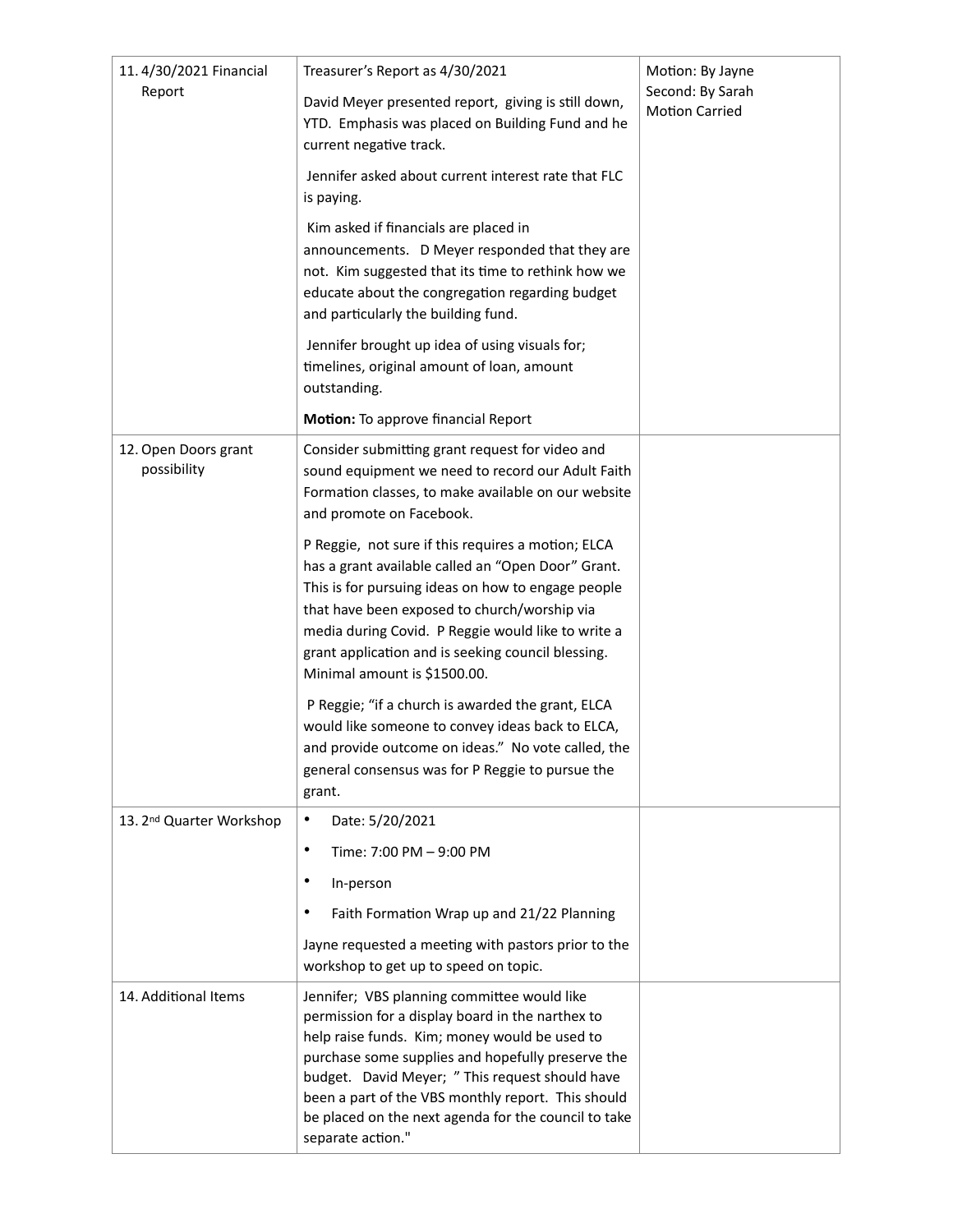| | | |
|---|---|---|
| 11. 4/30/2021 Financial Report | Treasurer's Report as 4/30/2021<br><br>David Meyer presented report, giving is still down, YTD. Emphasis was placed on Building Fund and he current negative track.<br><br>Jennifer asked about current interest rate that FLC is paying.<br><br>Kim asked if financials are placed in announcements. D Meyer responded that they are not. Kim suggested that its time to rethink how we educate about the congregation regarding budget and particularly the building fund.<br><br>Jennifer brought up idea of using visuals for; timelines, original amount of loan, amount outstanding.<br><br>**Motion:** To approve financial Report | Motion: By Jayne<br>Second: By Sarah<br>Motion Carried |
| 12. Open Doors grant possibility | Consider submitting grant request for video and sound equipment we need to record our Adult Faith Formation classes, to make available on our website and promote on Facebook.<br><br>P Reggie, not sure if this requires a motion; ELCA has a grant available called an "Open Door" Grant. This is for pursuing ideas on how to engage people that have been exposed to church/worship via media during Covid. P Reggie would like to write a grant application and is seeking council blessing. Minimal amount is $1500.00.<br><br>P Reggie; "if a church is awarded the grant, ELCA would like someone to convey ideas back to ELCA, and provide outcome on ideas." No vote called, the general consensus was for P Reggie to pursue the grant. | |
| 13. 2nd Quarter Workshop | • Date: 5/20/2021<br>• Time: 7:00 PM – 9:00 PM<br>• In-person<br>• Faith Formation Wrap up and 21/22 Planning<br><br>Jayne requested a meeting with pastors prior to the workshop to get up to speed on topic. | |
| 14. Additional Items | Jennifer; VBS planning committee would like permission for a display board in the narthex to help raise funds. Kim; money would be used to purchase some supplies and hopefully preserve the budget. David Meyer; " This request should have been a part of the VBS monthly report. This should be placed on the next agenda for the council to take separate action." | |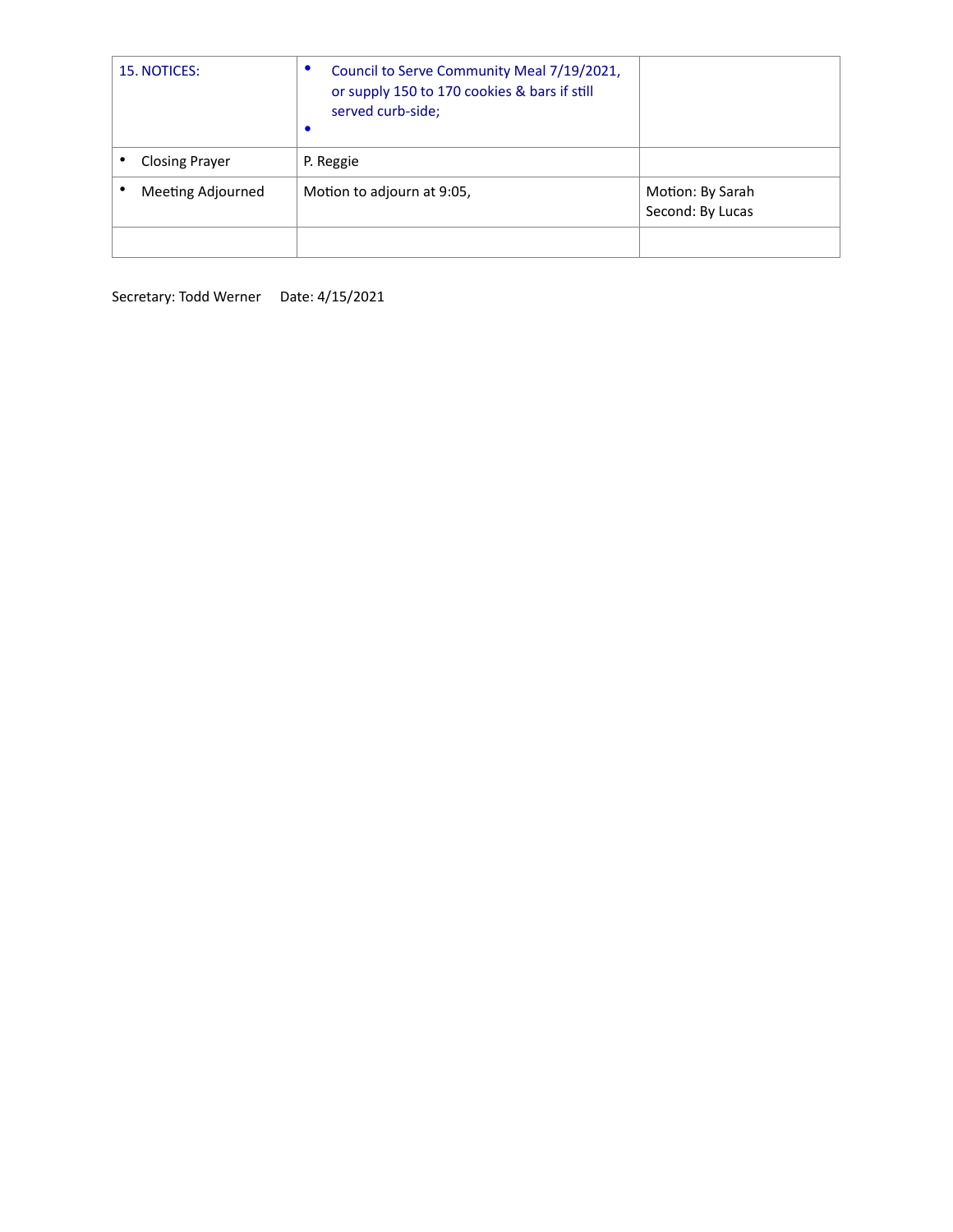| | | |
|---|---|---|
| 15. NOTICES: | • Council to Serve Community Meal 7/19/2021, or supply 150 to 170 cookies & bars if still served curb-side;<br>• | |
| • Closing Prayer | P. Reggie | |
| • Meeting Adjourned | Motion to adjourn at 9:05, | Motion: By Sarah<br>Second: By Lucas |
| | | |

Secretary: Todd Werner Date: 4/15/2021